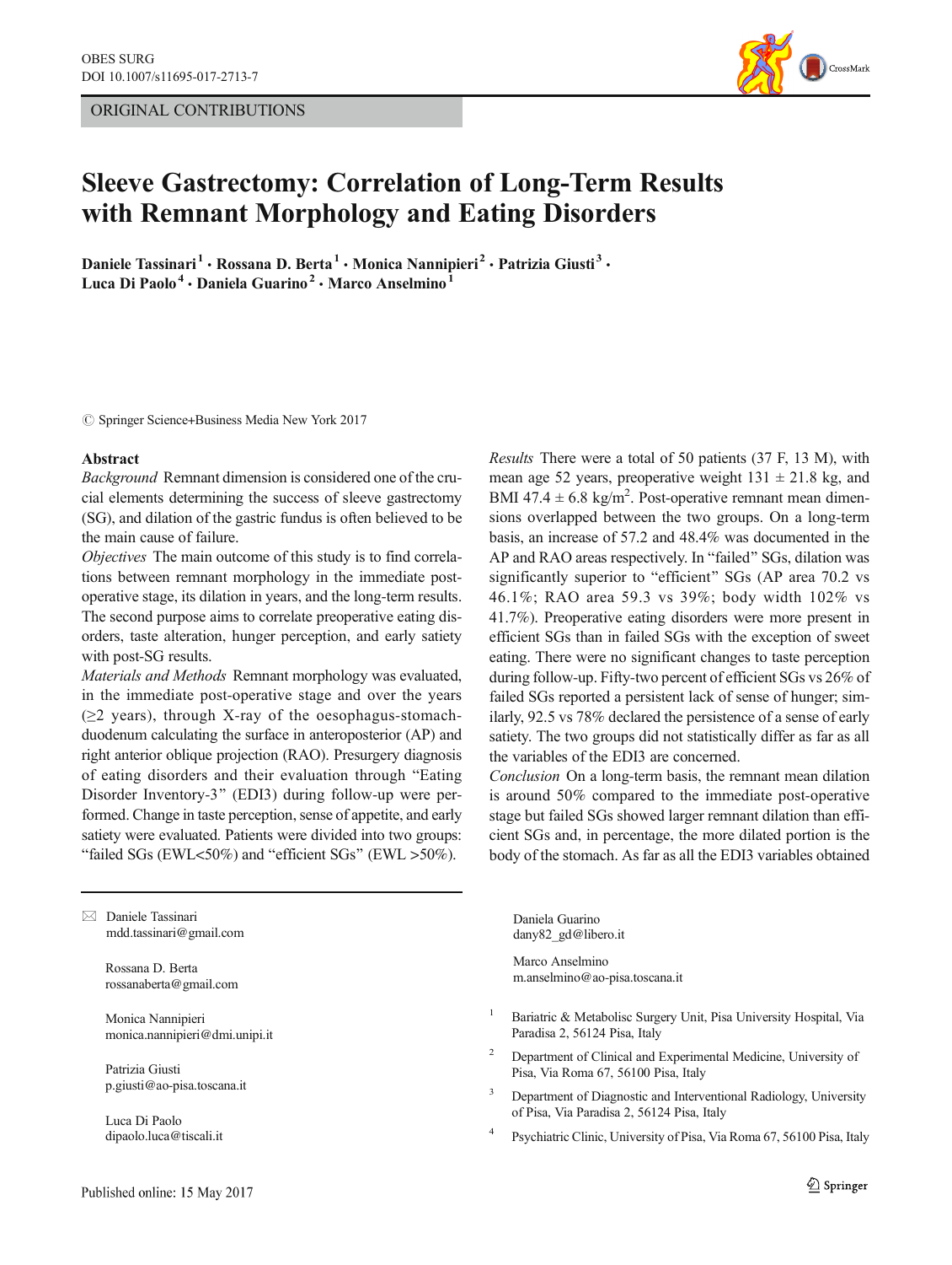ORIGINAL CONTRIBUTIONS

# Sleeve Gastrectomy: Correlation of Long-Term Results with Remnant Morphology and Eating Disorders

**Daniele Tassinari[1] · Rossana D. Berta[1] · Monica Nannipieri[2] · Patrizia Giusti[3] · Luca Di Paolo[4] · Daniela Guarino[2] · Marco Anselmino[1]**

© Springer Science+Business Media New York 2017

## Abstract

*Background* Remnant dimension is considered one of the crucial elements determining the success of sleeve gastrectomy (SG), and dilation of the gastric fundus is often believed to be the main cause of failure.

*Objectives* The main outcome of this study is to find correlations between remnant morphology in the immediate post-operative stage, its dilation in years, and the long-term results. The second purpose aims to correlate preoperative eating disorders, taste alteration, hunger perception, and early satiety with post-SG results.

*Materials and Methods* Remnant morphology was evaluated, in the immediate post-operative stage and over the years (≥2 years), through X-ray of the oesophagus-stomach-duodenum calculating the surface in anteroposterior (AP) and right anterior oblique projection (RAO). Presurgery diagnosis of eating disorders and their evaluation through "Eating Disorder Inventory-3" (EDI3) during follow-up were performed. Change in taste perception, sense of appetite, and early satiety were evaluated. Patients were divided into two groups: "failed SGs (EWL<50%) and "efficient SGs" (EWL >50%).

*Results* There were a total of 50 patients (37 F, 13 M), with mean age 52 years, preoperative weight 131 ± 21.8 kg, and BMI 47.4 ± 6.8 kg/m$^2$. Post-operative remnant mean dimensions overlapped between the two groups. On a long-term basis, an increase of 57.2 and 48.4% was documented in the AP and RAO areas respectively. In "failed" SGs, dilation was significantly superior to "efficient" SGs (AP area 70.2 vs 46.1%; RAO area 59.3 vs 39%; body width 102% vs 41.7%). Preoperative eating disorders were more present in efficient SGs than in failed SGs with the exception of sweet eating. There were no significant changes to taste perception during follow-up. Fifty-two percent of efficient SGs vs 26% of failed SGs reported a persistent lack of sense of hunger; similarly, 92.5 vs 78% declared the persistence of a sense of early satiety. The two groups did not statistically differ as far as all the variables of the EDI3 are concerned.

*Conclusion* On a long-term basis, the remnant mean dilation is around 50% compared to the immediate post-operative stage but failed SGs showed larger remnant dilation than efficient SGs and, in percentage, the more dilated portion is the body of the stomach. As far as all the EDI3 variables obtained

---

✉ Daniele Tassinari
mdd.tassinari@gmail.com

Rossana D. Berta
rossanaberta@gmail.com

Monica Nannipieri
monica.nannipieri@dmi.unipi.it

Patrizia Giusti
p.giusti@ao-pisa.toscana.it

Luca Di Paolo
dipaolo.luca@tiscali.it

Daniela Guarino
dany82_gd@libero.it

Marco Anselmino
m.anselmino@ao-pisa.toscana.it

[1] Bariatric & Metabolisc Surgery Unit, Pisa University Hospital, Via Paradisa 2, 56124 Pisa, Italy

[2] Department of Clinical and Experimental Medicine, University of Pisa, Via Roma 67, 56100 Pisa, Italy

[3] Department of Diagnostic and Interventional Radiology, University of Pisa, Via Paradisa 2, 56124 Pisa, Italy

[4] Psychiatric Clinic, University of Pisa, Via Roma 67, 56100 Pisa, Italy

Published online: 15 May 2017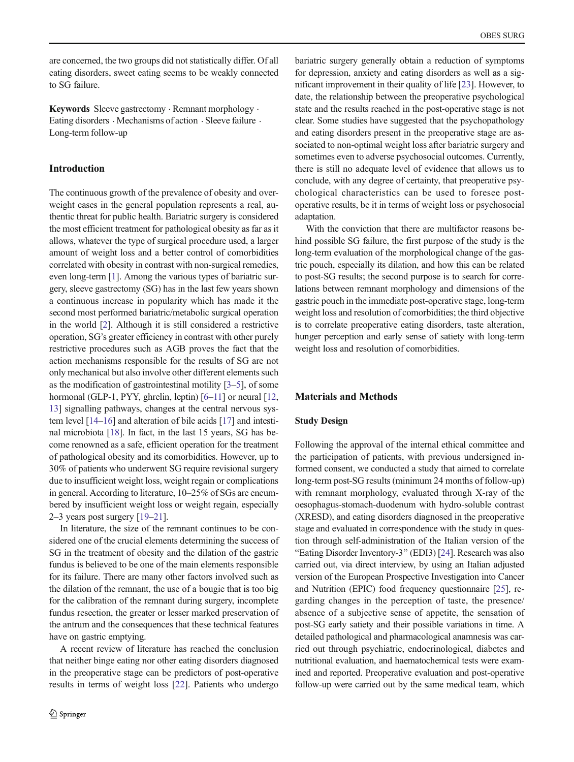are concerned, the two groups did not statistically differ. Of all eating disorders, sweet eating seems to be weakly connected to SG failure.

**Keywords** Sleeve gastrectomy · Remnant morphology · Eating disorders · Mechanisms of action · Sleeve failure · Long-term follow-up

## Introduction

The continuous growth of the prevalence of obesity and overweight cases in the general population represents a real, authentic threat for public health. Bariatric surgery is considered the most efficient treatment for pathological obesity as far as it allows, whatever the type of surgical procedure used, a larger amount of weight loss and a better control of comorbidities correlated with obesity in contrast with non-surgical remedies, even long-term [1]. Among the various types of bariatric surgery, sleeve gastrectomy (SG) has in the last few years shown a continuous increase in popularity which has made it the second most performed bariatric/metabolic surgical operation in the world [2]. Although it is still considered a restrictive operation, SG's greater efficiency in contrast with other purely restrictive procedures such as AGB proves the fact that the action mechanisms responsible for the results of SG are not only mechanical but also involve other different elements such as the modification of gastrointestinal motility [3–5], of some hormonal (GLP-1, PYY, ghrelin, leptin) [6–11] or neural [12, 13] signalling pathways, changes at the central nervous system level [14–16] and alteration of bile acids [17] and intestinal microbiota [18]. In fact, in the last 15 years, SG has become renowned as a safe, efficient operation for the treatment of pathological obesity and its comorbidities. However, up to 30% of patients who underwent SG require revisional surgery due to insufficient weight loss, weight regain or complications in general. According to literature, 10–25% of SGs are encumbered by insufficient weight loss or weight regain, especially 2–3 years post surgery [19–21].

In literature, the size of the remnant continues to be considered one of the crucial elements determining the success of SG in the treatment of obesity and the dilation of the gastric fundus is believed to be one of the main elements responsible for its failure. There are many other factors involved such as the dilation of the remnant, the use of a bougie that is too big for the calibration of the remnant during surgery, incomplete fundus resection, the greater or lesser marked preservation of the antrum and the consequences that these technical features have on gastric emptying.

A recent review of literature has reached the conclusion that neither binge eating nor other eating disorders diagnosed in the preoperative stage can be predictors of post-operative results in terms of weight loss [22]. Patients who undergo bariatric surgery generally obtain a reduction of symptoms for depression, anxiety and eating disorders as well as a significant improvement in their quality of life [23]. However, to date, the relationship between the preoperative psychological state and the results reached in the post-operative stage is not clear. Some studies have suggested that the psychopathology and eating disorders present in the preoperative stage are associated to non-optimal weight loss after bariatric surgery and sometimes even to adverse psychosocial outcomes. Currently, there is still no adequate level of evidence that allows us to conclude, with any degree of certainty, that preoperative psychological characteristics can be used to foresee post-operative results, be it in terms of weight loss or psychosocial adaptation.

With the conviction that there are multifactor reasons behind possible SG failure, the first purpose of the study is the long-term evaluation of the morphological change of the gastric pouch, especially its dilation, and how this can be related to post-SG results; the second purpose is to search for correlations between remnant morphology and dimensions of the gastric pouch in the immediate post-operative stage, long-term weight loss and resolution of comorbidities; the third objective is to correlate preoperative eating disorders, taste alteration, hunger perception and early sense of satiety with long-term weight loss and resolution of comorbidities.

## Materials and Methods

### Study Design

Following the approval of the internal ethical committee and the participation of patients, with previous undersigned informed consent, we conducted a study that aimed to correlate long-term post-SG results (minimum 24 months of follow-up) with remnant morphology, evaluated through X-ray of the oesophagus-stomach-duodenum with hydro-soluble contrast (XRESD), and eating disorders diagnosed in the preoperative stage and evaluated in correspondence with the study in question through self-administration of the Italian version of the "Eating Disorder Inventory-3" (EDI3) [24]. Research was also carried out, via direct interview, by using an Italian adjusted version of the European Prospective Investigation into Cancer and Nutrition (EPIC) food frequency questionnaire [25], regarding changes in the perception of taste, the presence/absence of a subjective sense of appetite, the sensation of post-SG early satiety and their possible variations in time. A detailed pathological and pharmacological anamnesis was carried out through psychiatric, endocrinological, diabetes and nutritional evaluation, and haematochemical tests were examined and reported. Preoperative evaluation and post-operative follow-up were carried out by the same medical team, which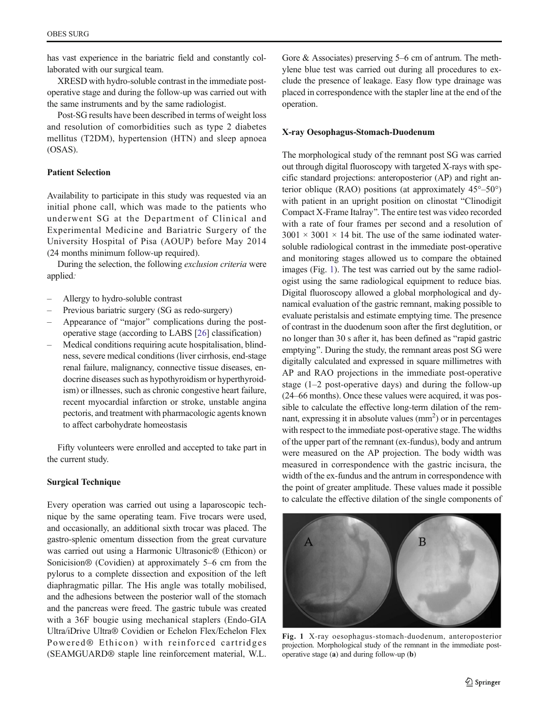has vast experience in the bariatric field and constantly collaborated with our surgical team.

XRESD with hydro-soluble contrast in the immediate post-operative stage and during the follow-up was carried out with the same instruments and by the same radiologist.

Post-SG results have been described in terms of weight loss and resolution of comorbidities such as type 2 diabetes mellitus (T2DM), hypertension (HTN) and sleep apnoea (OSAS).

### Patient Selection

Availability to participate in this study was requested via an initial phone call, which was made to the patients who underwent SG at the Department of Clinical and Experimental Medicine and Bariatric Surgery of the University Hospital of Pisa (AOUP) before May 2014 (24 months minimum follow-up required).

During the selection, the following *exclusion criteria* were applied:

- Allergy to hydro-soluble contrast
- Previous bariatric surgery (SG as redo-surgery)
- Appearance of "major" complications during the post-operative stage (according to LABS [26] classification)
- Medical conditions requiring acute hospitalisation, blindness, severe medical conditions (liver cirrhosis, end-stage renal failure, malignancy, connective tissue diseases, endocrine diseases such as hypothyroidism or hyperthyroidism) or illnesses, such as chronic congestive heart failure, recent myocardial infarction or stroke, unstable angina pectoris, and treatment with pharmacologic agents known to affect carbohydrate homeostasis

Fifty volunteers were enrolled and accepted to take part in the current study.

### Surgical Technique

Every operation was carried out using a laparoscopic technique by the same operating team. Five trocars were used, and occasionally, an additional sixth trocar was placed. The gastro-splenic omentum dissection from the great curvature was carried out using a Harmonic Ultrasonic® (Ethicon) or Sonicision® (Covidien) at approximately 5–6 cm from the pylorus to a complete dissection and exposition of the left diaphragmatic pillar. The His angle was totally mobilised, and the adhesions between the posterior wall of the stomach and the pancreas were freed. The gastric tubule was created with a 36F bougie using mechanical staplers (Endo-GIA Ultra/iDrive Ultra® Covidien or Echelon Flex/Echelon Flex Powered® Ethicon) with reinforced cartridges (SEAMGUARD® staple line reinforcement material, W.L. Gore & Associates) preserving 5–6 cm of antrum. The methylene blue test was carried out during all procedures to exclude the presence of leakage. Easy flow type drainage was placed in correspondence with the stapler line at the end of the operation.

### X-ray Oesophagus-Stomach-Duodenum

The morphological study of the remnant post SG was carried out through digital fluoroscopy with targeted X-rays with specific standard projections: anteroposterior (AP) and right anterior oblique (RAO) positions (at approximately 45°–50°) with patient in an upright position on clinostat "Clinodigit Compact X-Frame Italray". The entire test was video recorded with a rate of four frames per second and a resolution of $3001 \times 3001 \times 14$ bit. The use of the same iodinated water-soluble radiological contrast in the immediate post-operative and monitoring stages allowed us to compare the obtained images (Fig. 1). The test was carried out by the same radiologist using the same radiological equipment to reduce bias. Digital fluoroscopy allowed a global morphological and dynamical evaluation of the gastric remnant, making possible to evaluate peristalsis and estimate emptying time. The presence of contrast in the duodenum soon after the first deglutition, or no longer than 30 s after it, has been defined as "rapid gastric emptying". During the study, the remnant areas post SG were digitally calculated and expressed in square millimetres with AP and RAO projections in the immediate post-operative stage (1–2 post-operative days) and during the follow-up (24–66 months). Once these values were acquired, it was possible to calculate the effective long-term dilation of the remnant, expressing it in absolute values ($mm^2$) or in percentages with respect to the immediate post-operative stage. The widths of the upper part of the remnant (ex-fundus), body and antrum were measured on the AP projection. The body width was measured in correspondence with the gastric incisura, the width of the ex-fundus and the antrum in correspondence with the point of greater amplitude. These values made it possible to calculate the effective dilation of the single components of

**Fig. 1** X-ray oesophagus-stomach-duodenum, anteroposterior projection. Morphological study of the remnant in the immediate post-operative stage (**a**) and during follow-up (**b**)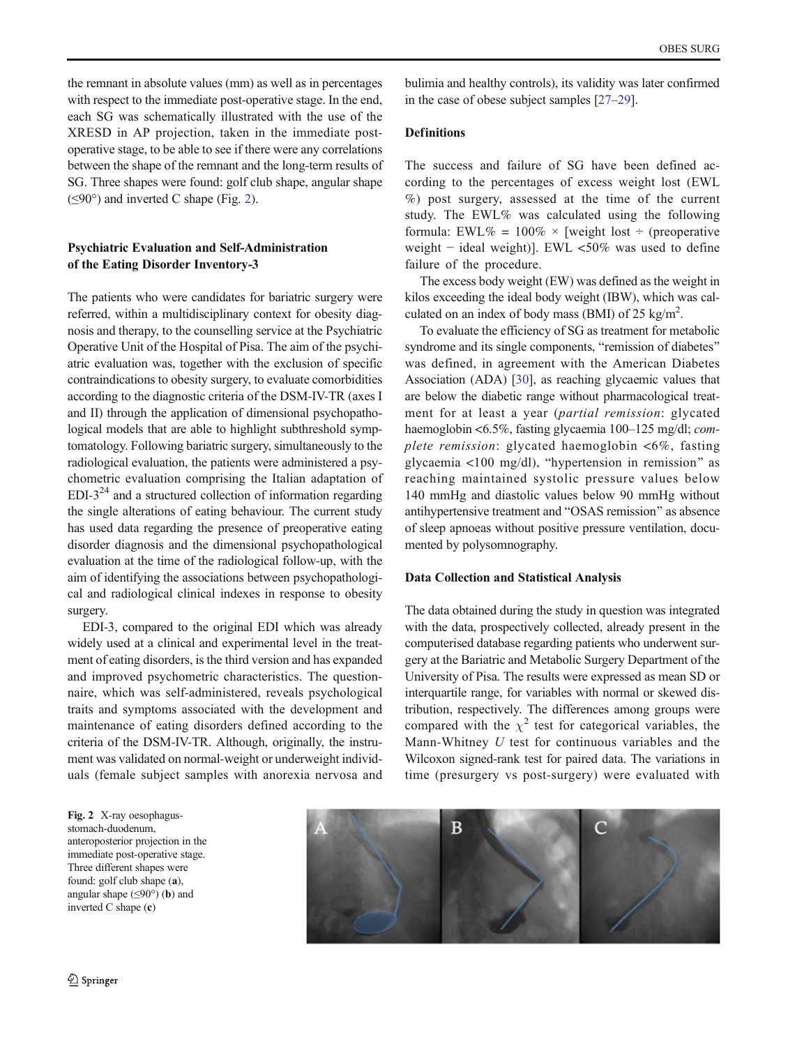the remnant in absolute values (mm) as well as in percentages with respect to the immediate post-operative stage. In the end, each SG was schematically illustrated with the use of the XRESD in AP projection, taken in the immediate post-operative stage, to be able to see if there were any correlations between the shape of the remnant and the long-term results of SG. Three shapes were found: golf club shape, angular shape (≤90°) and inverted C shape (Fig. 2).

### Psychiatric Evaluation and Self-Administration of the Eating Disorder Inventory-3

The patients who were candidates for bariatric surgery were referred, within a multidisciplinary context for obesity diagnosis and therapy, to the counselling service at the Psychiatric Operative Unit of the Hospital of Pisa. The aim of the psychiatric evaluation was, together with the exclusion of specific contraindications to obesity surgery, to evaluate comorbidities according to the diagnostic criteria of the DSM-IV-TR (axes I and II) through the application of dimensional psychopathological models that are able to highlight subthreshold symptomatology. Following bariatric surgery, simultaneously to the radiological evaluation, the patients were administered a psychometric evaluation comprising the Italian adaptation of EDI-3[24] and a structured collection of information regarding the single alterations of eating behaviour. The current study has used data regarding the presence of preoperative eating disorder diagnosis and the dimensional psychopathological evaluation at the time of the radiological follow-up, with the aim of identifying the associations between psychopathological and radiological clinical indexes in response to obesity surgery.

EDI-3, compared to the original EDI which was already widely used at a clinical and experimental level in the treatment of eating disorders, is the third version and has expanded and improved psychometric characteristics. The questionnaire, which was self-administered, reveals psychological traits and symptoms associated with the development and maintenance of eating disorders defined according to the criteria of the DSM-IV-TR. Although, originally, the instrument was validated on normal-weight or underweight individuals (female subject samples with anorexia nervosa and bulimia and healthy controls), its validity was later confirmed in the case of obese subject samples [27–29].

### Definitions

The success and failure of SG have been defined according to the percentages of excess weight lost (EWL %) post surgery, assessed at the time of the current study. The EWL% was calculated using the following formula: EWL% = 100% × [weight lost ÷ (preoperative weight − ideal weight)]. EWL <50% was used to define failure of the procedure.

The excess body weight (EW) was defined as the weight in kilos exceeding the ideal body weight (IBW), which was calculated on an index of body mass (BMI) of 25 kg/m$^2$.

To evaluate the efficiency of SG as treatment for metabolic syndrome and its single components, "remission of diabetes" was defined, in agreement with the American Diabetes Association (ADA) [30], as reaching glycaemic values that are below the diabetic range without pharmacological treatment for at least a year (*partial remission*: glycated haemoglobin <6.5%, fasting glycaemia 100–125 mg/dl; *complete remission*: glycated haemoglobin <6%, fasting glycaemia <100 mg/dl), "hypertension in remission" as reaching maintained systolic pressure values below 140 mmHg and diastolic values below 90 mmHg without antihypertensive treatment and "OSAS remission" as absence of sleep apnoeas without positive pressure ventilation, documented by polysomnography.

### Data Collection and Statistical Analysis

The data obtained during the study in question was integrated with the data, prospectively collected, already present in the computerised database regarding patients who underwent surgery at the Bariatric and Metabolic Surgery Department of the University of Pisa. The results were expressed as mean SD or interquartile range, for variables with normal or skewed distribution, respectively. The differences among groups were compared with the $\chi^2$ test for categorical variables, the Mann-Whitney *U* test for continuous variables and the Wilcoxon signed-rank test for paired data. The variations in time (presurgery vs post-surgery) were evaluated with

**Fig. 2** X-ray oesophagus-stomach-duodenum, anteroposterior projection in the immediate post-operative stage. Three different shapes were found: golf club shape (**a**), angular shape (≤90°) (**b**) and inverted C shape (**c**)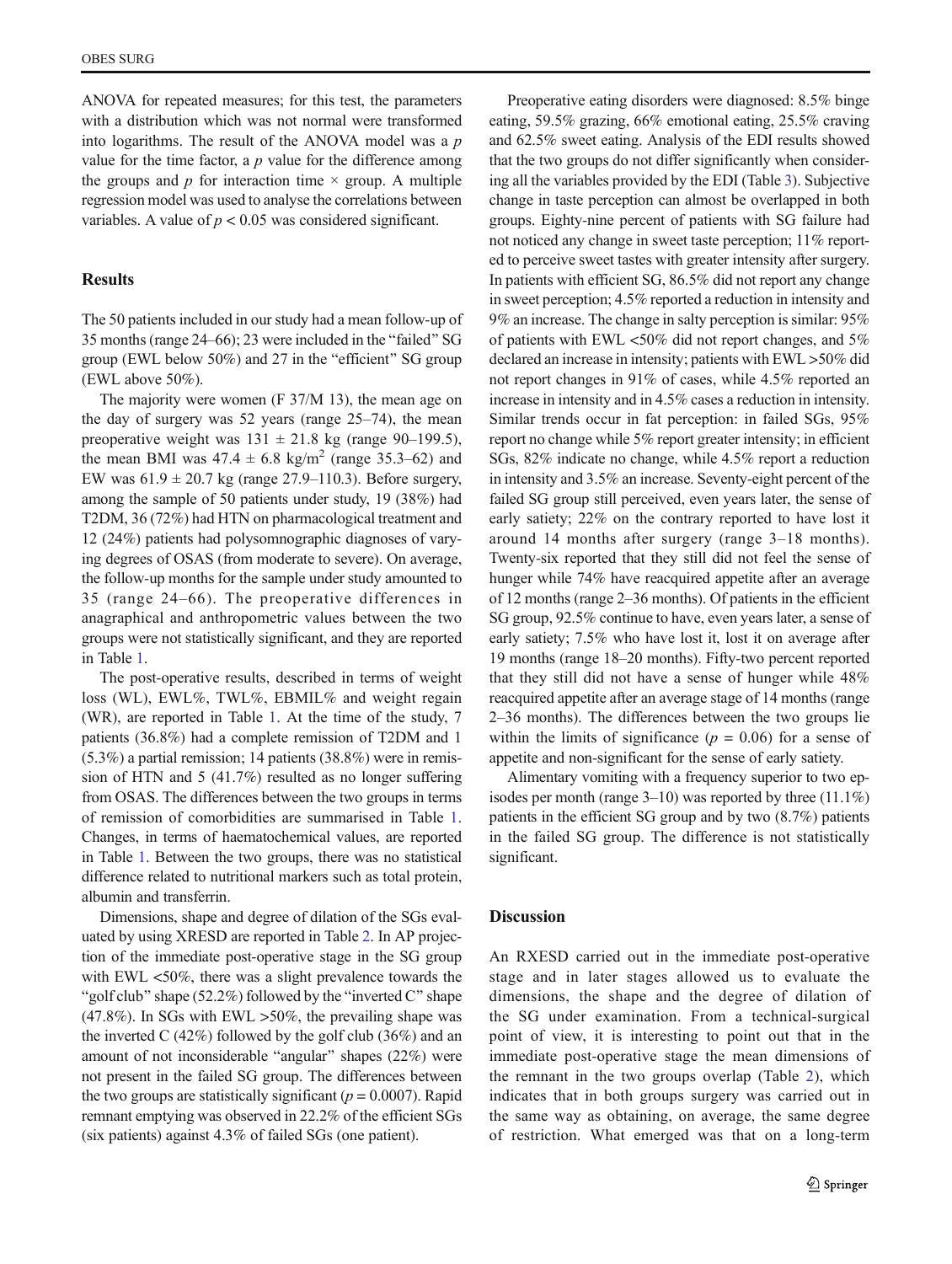ANOVA for repeated measures; for this test, the parameters with a distribution which was not normal were transformed into logarithms. The result of the ANOVA model was a $p$ value for the time factor, a $p$ value for the difference among the groups and $p$ for interaction time × group. A multiple regression model was used to analyse the correlations between variables. A value of $p < 0.05$ was considered significant.

## Results

The 50 patients included in our study had a mean follow-up of 35 months (range 24–66); 23 were included in the "failed" SG group (EWL below 50%) and 27 in the "efficient" SG group (EWL above 50%).

The majority were women (F 37/M 13), the mean age on the day of surgery was 52 years (range 25–74), the mean preoperative weight was 131 ± 21.8 kg (range 90–199.5), the mean BMI was 47.4 ± 6.8 kg/m$^2$ (range 35.3–62) and EW was 61.9 ± 20.7 kg (range 27.9–110.3). Before surgery, among the sample of 50 patients under study, 19 (38%) had T2DM, 36 (72%) had HTN on pharmacological treatment and 12 (24%) patients had polysomnographic diagnoses of varying degrees of OSAS (from moderate to severe). On average, the follow-up months for the sample under study amounted to 35 (range 24–66). The preoperative differences in anagraphical and anthropometric values between the two groups were not statistically significant, and they are reported in Table 1.

The post-operative results, described in terms of weight loss (WL), EWL%, TWL%, EBMIL% and weight regain (WR), are reported in Table 1. At the time of the study, 7 patients (36.8%) had a complete remission of T2DM and 1 (5.3%) a partial remission; 14 patients (38.8%) were in remission of HTN and 5 (41.7%) resulted as no longer suffering from OSAS. The differences between the two groups in terms of remission of comorbidities are summarised in Table 1. Changes, in terms of haematochemical values, are reported in Table 1. Between the two groups, there was no statistical difference related to nutritional markers such as total protein, albumin and transferrin.

Dimensions, shape and degree of dilation of the SGs evaluated by using XRESD are reported in Table 2. In AP projection of the immediate post-operative stage in the SG group with EWL <50%, there was a slight prevalence towards the "golf club" shape (52.2%) followed by the "inverted C" shape (47.8%). In SGs with EWL >50%, the prevailing shape was the inverted C (42%) followed by the golf club (36%) and an amount of not inconsiderable "angular" shapes (22%) were not present in the failed SG group. The differences between the two groups are statistically significant ($p = 0.0007$). Rapid remnant emptying was observed in 22.2% of the efficient SGs (six patients) against 4.3% of failed SGs (one patient).

Preoperative eating disorders were diagnosed: 8.5% binge eating, 59.5% grazing, 66% emotional eating, 25.5% craving and 62.5% sweet eating. Analysis of the EDI results showed that the two groups do not differ significantly when considering all the variables provided by the EDI (Table 3). Subjective change in taste perception can almost be overlapped in both groups. Eighty-nine percent of patients with SG failure had not noticed any change in sweet taste perception; 11% reported to perceive sweet tastes with greater intensity after surgery. In patients with efficient SG, 86.5% did not report any change in sweet perception; 4.5% reported a reduction in intensity and 9% an increase. The change in salty perception is similar: 95% of patients with EWL <50% did not report changes, and 5% declared an increase in intensity; patients with EWL >50% did not report changes in 91% of cases, while 4.5% reported an increase in intensity and in 4.5% cases a reduction in intensity. Similar trends occur in fat perception: in failed SGs, 95% report no change while 5% report greater intensity; in efficient SGs, 82% indicate no change, while 4.5% report a reduction in intensity and 3.5% an increase. Seventy-eight percent of the failed SG group still perceived, even years later, the sense of early satiety; 22% on the contrary reported to have lost it around 14 months after surgery (range 3–18 months). Twenty-six reported that they still did not feel the sense of hunger while 74% have reacquired appetite after an average of 12 months (range 2–36 months). Of patients in the efficient SG group, 92.5% continue to have, even years later, a sense of early satiety; 7.5% who have lost it, lost it on average after 19 months (range 18–20 months). Fifty-two percent reported that they still did not have a sense of hunger while 48% reacquired appetite after an average stage of 14 months (range 2–36 months). The differences between the two groups lie within the limits of significance ($p = 0.06$) for a sense of appetite and non-significant for the sense of early satiety.

Alimentary vomiting with a frequency superior to two episodes per month (range 3–10) was reported by three (11.1%) patients in the efficient SG group and by two (8.7%) patients in the failed SG group. The difference is not statistically significant.

## Discussion

An RXESD carried out in the immediate post-operative stage and in later stages allowed us to evaluate the dimensions, the shape and the degree of dilation of the SG under examination. From a technical-surgical point of view, it is interesting to point out that in the immediate post-operative stage the mean dimensions of the remnant in the two groups overlap (Table 2), which indicates that in both groups surgery was carried out in the same way as obtaining, on average, the same degree of restriction. What emerged was that on a long-term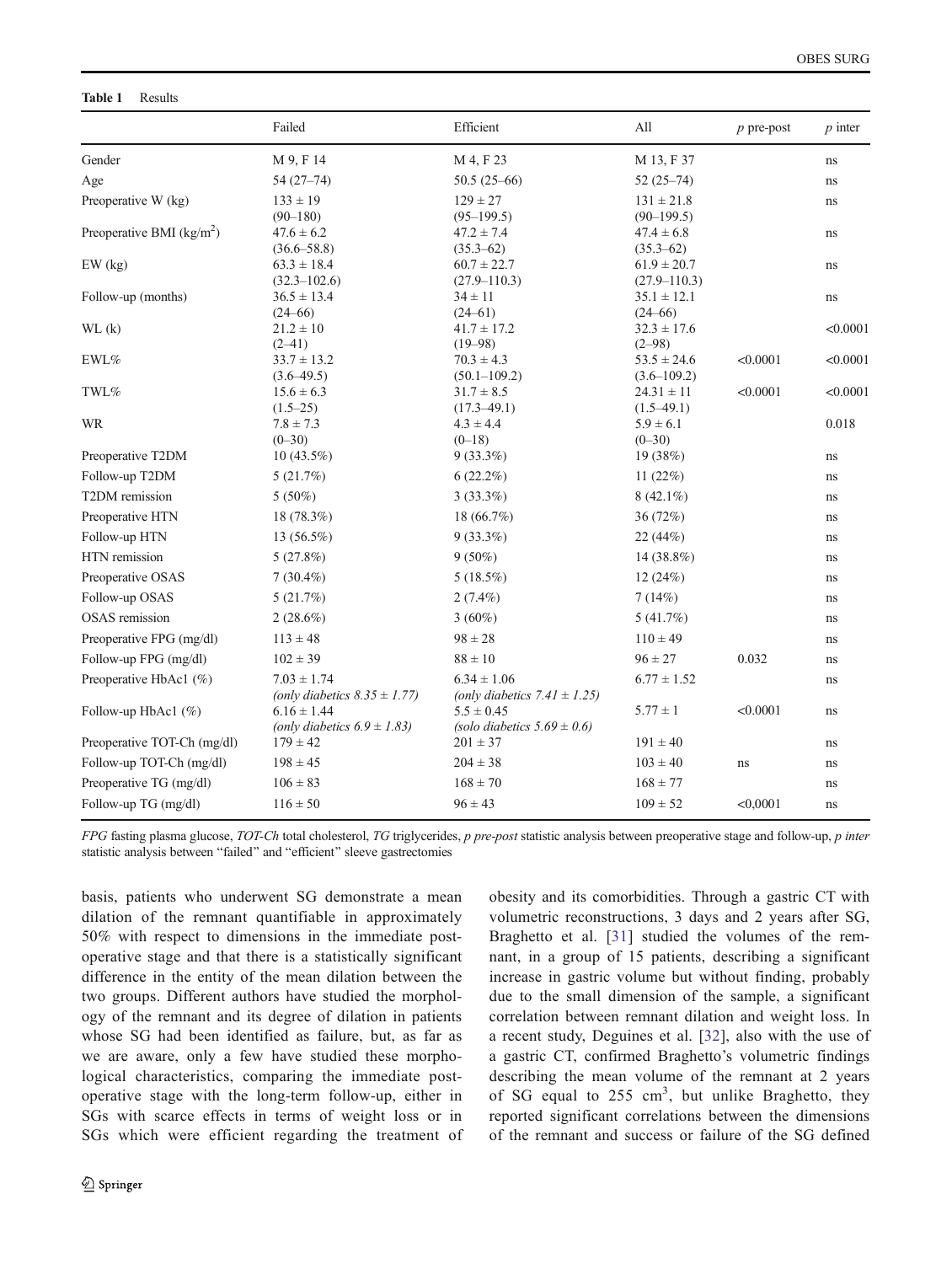**Table 1** Results

| | Failed | Efficient | All | *p* pre-post | *p* inter |
|---|---|---|---|---|---|
| Gender | M 9, F 14 | M 4, F 23 | M 13, F 37 | | ns |
| Age | 54 (27–74) | 50.5 (25–66) | 52 (25–74) | | ns |
| Preoperative W (kg) | 133 ± 19 (90–180) | 129 ± 27 (95–199.5) | 131 ± 21.8 (90–199.5) | | ns |
| Preoperative BMI (kg/m$^2$) | 47.6 ± 6.2 (36.6–58.8) | 47.2 ± 7.4 (35.3–62) | 47.4 ± 6.8 (35.3–62) | | ns |
| EW (kg) | 63.3 ± 18.4 (32.3–102.6) | 60.7 ± 22.7 (27.9–110.3) | 61.9 ± 20.7 (27.9–110.3) | | ns |
| Follow-up (months) | 36.5 ± 13.4 (24–66) | 34 ± 11 (24–61) | 35.1 ± 12.1 (24–66) | | ns |
| WL (k) | 21.2 ± 10 (2–41) | 41.7 ± 17.2 (19–98) | 32.3 ± 17.6 (2–98) | | <0.0001 |
| EWL% | 33.7 ± 13.2 (3.6–49.5) | 70.3 ± 4.3 (50.1–109.2) | 53.5 ± 24.6 (3.6–109.2) | <0.0001 | <0.0001 |
| TWL% | 15.6 ± 6.3 (1.5–25) | 31.7 ± 8.5 (17.3–49.1) | 24.31 ± 11 (1.5–49.1) | <0.0001 | <0.0001 |
| WR | 7.8 ± 7.3 (0–30) | 4.3 ± 4.4 (0–18) | 5.9 ± 6.1 (0–30) | | 0.018 |
| Preoperative T2DM | 10 (43.5%) | 9 (33.3%) | 19 (38%) | | ns |
| Follow-up T2DM | 5 (21.7%) | 6 (22.2%) | 11 (22%) | | ns |
| T2DM remission | 5 (50%) | 3 (33.3%) | 8 (42.1%) | | ns |
| Preoperative HTN | 18 (78.3%) | 18 (66.7%) | 36 (72%) | | ns |
| Follow-up HTN | 13 (56.5%) | 9 (33.3%) | 22 (44%) | | ns |
| HTN remission | 5 (27.8%) | 9 (50%) | 14 (38.8%) | | ns |
| Preoperative OSAS | 7 (30.4%) | 5 (18.5%) | 12 (24%) | | ns |
| Follow-up OSAS | 5 (21.7%) | 2 (7.4%) | 7 (14%) | | ns |
| OSAS remission | 2 (28.6%) | 3 (60%) | 5 (41.7%) | | ns |
| Preoperative FPG (mg/dl) | 113 ± 48 | 98 ± 28 | 110 ± 49 | | ns |
| Follow-up FPG (mg/dl) | 102 ± 39 | 88 ± 10 | 96 ± 27 | 0.032 | ns |
| Preoperative HbAc1 (%) | 7.03 ± 1.74 *(only diabetics 8.35 ± 1.77)* | 6.34 ± 1.06 *(only diabetics 7.41 ± 1.25)* | 6.77 ± 1.52 | | ns |
| Follow-up HbAc1 (%) | 6.16 ± 1.44 *(only diabetics 6.9 ± 1.83)* | 5.5 ± 0.45 *(solo diabetics 5.69 ± 0.6)* | 5.77 ± 1 | <0.0001 | ns |
| Preoperative TOT-Ch (mg/dl) | 179 ± 42 | 201 ± 37 | 191 ± 40 | | ns |
| Follow-up TOT-Ch (mg/dl) | 198 ± 45 | 204 ± 38 | 103 ± 40 | ns | ns |
| Preoperative TG (mg/dl) | 106 ± 83 | 168 ± 70 | 168 ± 77 | | ns |
| Follow-up TG (mg/dl) | 116 ± 50 | 96 ± 43 | 109 ± 52 | <0,0001 | ns |

*FPG* fasting plasma glucose, *TOT-Ch* total cholesterol, *TG* triglycerides, *p pre-post* statistic analysis between preoperative stage and follow-up, *p inter* statistic analysis between "failed" and "efficient" sleeve gastrectomies

basis, patients who underwent SG demonstrate a mean dilation of the remnant quantifiable in approximately 50% with respect to dimensions in the immediate post-operative stage and that there is a statistically significant difference in the entity of the mean dilation between the two groups. Different authors have studied the morphology of the remnant and its degree of dilation in patients whose SG had been identified as failure, but, as far as we are aware, only a few have studied these morphological characteristics, comparing the immediate post-operative stage with the long-term follow-up, either in SGs with scarce effects in terms of weight loss or in SGs which were efficient regarding the treatment of obesity and its comorbidities. Through a gastric CT with volumetric reconstructions, 3 days and 2 years after SG, Braghetto et al. [31] studied the volumes of the remnant, in a group of 15 patients, describing a significant increase in gastric volume but without finding, probably due to the small dimension of the sample, a significant correlation between remnant dilation and weight loss. In a recent study, Deguines et al. [32], also with the use of a gastric CT, confirmed Braghetto's volumetric findings describing the mean volume of the remnant at 2 years of SG equal to 255 cm$^3$, but unlike Braghetto, they reported significant correlations between the dimensions of the remnant and success or failure of the SG defined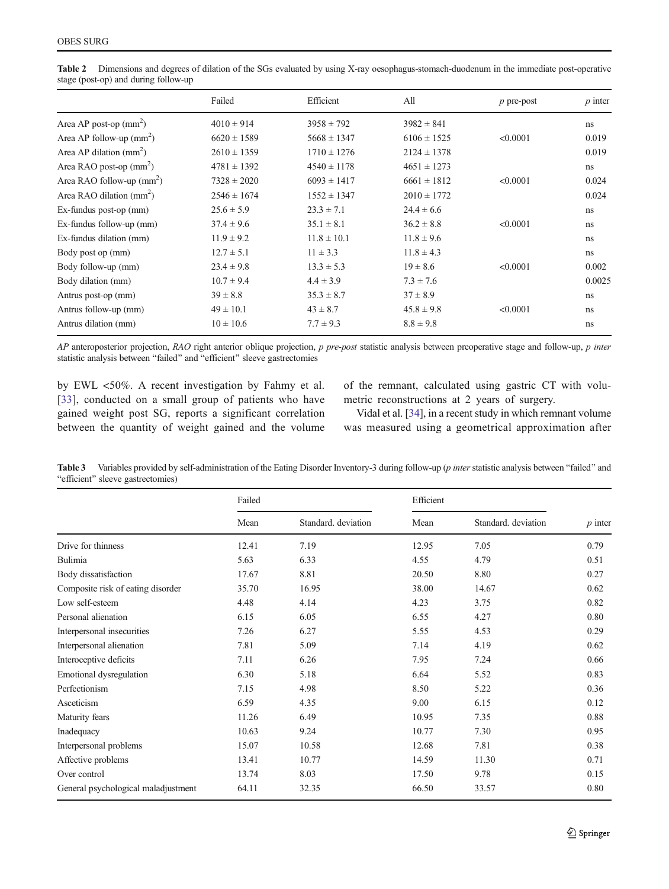**Table 2** Dimensions and degrees of dilation of the SGs evaluated by using X-ray oesophagus-stomach-duodenum in the immediate post-operative stage (post-op) and during follow-up

| | Failed | Efficient | All | *p* pre-post | *p* inter |
|---|---|---|---|---|---|
| Area AP post-op ($mm^2$) | 4010 ± 914 | 3958 ± 792 | 3982 ± 841 | | ns |
| Area AP follow-up ($mm^2$) | 6620 ± 1589 | 5668 ± 1347 | 6106 ± 1525 | <0.0001 | 0.019 |
| Area AP dilation ($mm^2$) | 2610 ± 1359 | 1710 ± 1276 | 2124 ± 1378 | | 0.019 |
| Area RAO post-op ($mm^2$) | 4781 ± 1392 | 4540 ± 1178 | 4651 ± 1273 | | ns |
| Area RAO follow-up ($mm^2$) | 7328 ± 2020 | 6093 ± 1417 | 6661 ± 1812 | <0.0001 | 0.024 |
| Area RAO dilation ($mm^2$) | 2546 ± 1674 | 1552 ± 1347 | 2010 ± 1772 | | 0.024 |
| Ex-fundus post-op (mm) | 25.6 ± 5.9 | 23.3 ± 7.1 | 24.4 ± 6.6 | | ns |
| Ex-fundus follow-up (mm) | 37.4 ± 9.6 | 35.1 ± 8.1 | 36.2 ± 8.8 | <0.0001 | ns |
| Ex-fundus dilation (mm) | 11.9 ± 9.2 | 11.8 ± 10.1 | 11.8 ± 9.6 | | ns |
| Body post op (mm) | 12.7 ± 5.1 | 11 ± 3.3 | 11.8 ± 4.3 | | ns |
| Body follow-up (mm) | 23.4 ± 9.8 | 13.3 ± 5.3 | 19 ± 8.6 | <0.0001 | 0.002 |
| Body dilation (mm) | 10.7 ± 9.4 | 4.4 ± 3.9 | 7.3 ± 7.6 | | 0.0025 |
| Antrus post-op (mm) | 39 ± 8.8 | 35.3 ± 8.7 | 37 ± 8.9 | | ns |
| Antrus follow-up (mm) | 49 ± 10.1 | 43 ± 8.7 | 45.8 ± 9.8 | <0.0001 | ns |
| Antrus dilation (mm) | 10 ± 10.6 | 7.7 ± 9.3 | 8.8 ± 9.8 | | ns |

*AP* anteroposterior projection, *RAO* right anterior oblique projection, *p pre-post* statistic analysis between preoperative stage and follow-up, *p inter* statistic analysis between "failed" and "efficient" sleeve gastrectomies

by EWL <50%. A recent investigation by Fahmy et al. [33], conducted on a small group of patients who have gained weight post SG, reports a significant correlation between the quantity of weight gained and the volume of the remnant, calculated using gastric CT with volumetric reconstructions at 2 years of surgery.

Vidal et al. [34], in a recent study in which remnant volume was measured using a geometrical approximation after

**Table 3** Variables provided by self-administration of the Eating Disorder Inventory-3 during follow-up (*p inter* statistic analysis between "failed" and "efficient" sleeve gastrectomies)

| | Failed | | Efficient | | |
|---|---|---|---|---|---|
| | Mean | Standard. deviation | Mean | Standard. deviation | *p* inter |
| Drive for thinness | 12.41 | 7.19 | 12.95 | 7.05 | 0.79 |
| Bulimia | 5.63 | 6.33 | 4.55 | 4.79 | 0.51 |
| Body dissatisfaction | 17.67 | 8.81 | 20.50 | 8.80 | 0.27 |
| Composite risk of eating disorder | 35.70 | 16.95 | 38.00 | 14.67 | 0.62 |
| Low self-esteem | 4.48 | 4.14 | 4.23 | 3.75 | 0.82 |
| Personal alienation | 6.15 | 6.05 | 6.55 | 4.27 | 0.80 |
| Interpersonal insecurities | 7.26 | 6.27 | 5.55 | 4.53 | 0.29 |
| Interpersonal alienation | 7.81 | 5.09 | 7.14 | 4.19 | 0.62 |
| Interoceptive deficits | 7.11 | 6.26 | 7.95 | 7.24 | 0.66 |
| Emotional dysregulation | 6.30 | 5.18 | 6.64 | 5.52 | 0.83 |
| Perfectionism | 7.15 | 4.98 | 8.50 | 5.22 | 0.36 |
| Asceticism | 6.59 | 4.35 | 9.00 | 6.15 | 0.12 |
| Maturity fears | 11.26 | 6.49 | 10.95 | 7.35 | 0.88 |
| Inadequacy | 10.63 | 9.24 | 10.77 | 7.30 | 0.95 |
| Interpersonal problems | 15.07 | 10.58 | 12.68 | 7.81 | 0.38 |
| Affective problems | 13.41 | 10.77 | 14.59 | 11.30 | 0.71 |
| Over control | 13.74 | 8.03 | 17.50 | 9.78 | 0.15 |
| General psychological maladjustment | 64.11 | 32.35 | 66.50 | 33.57 | 0.80 |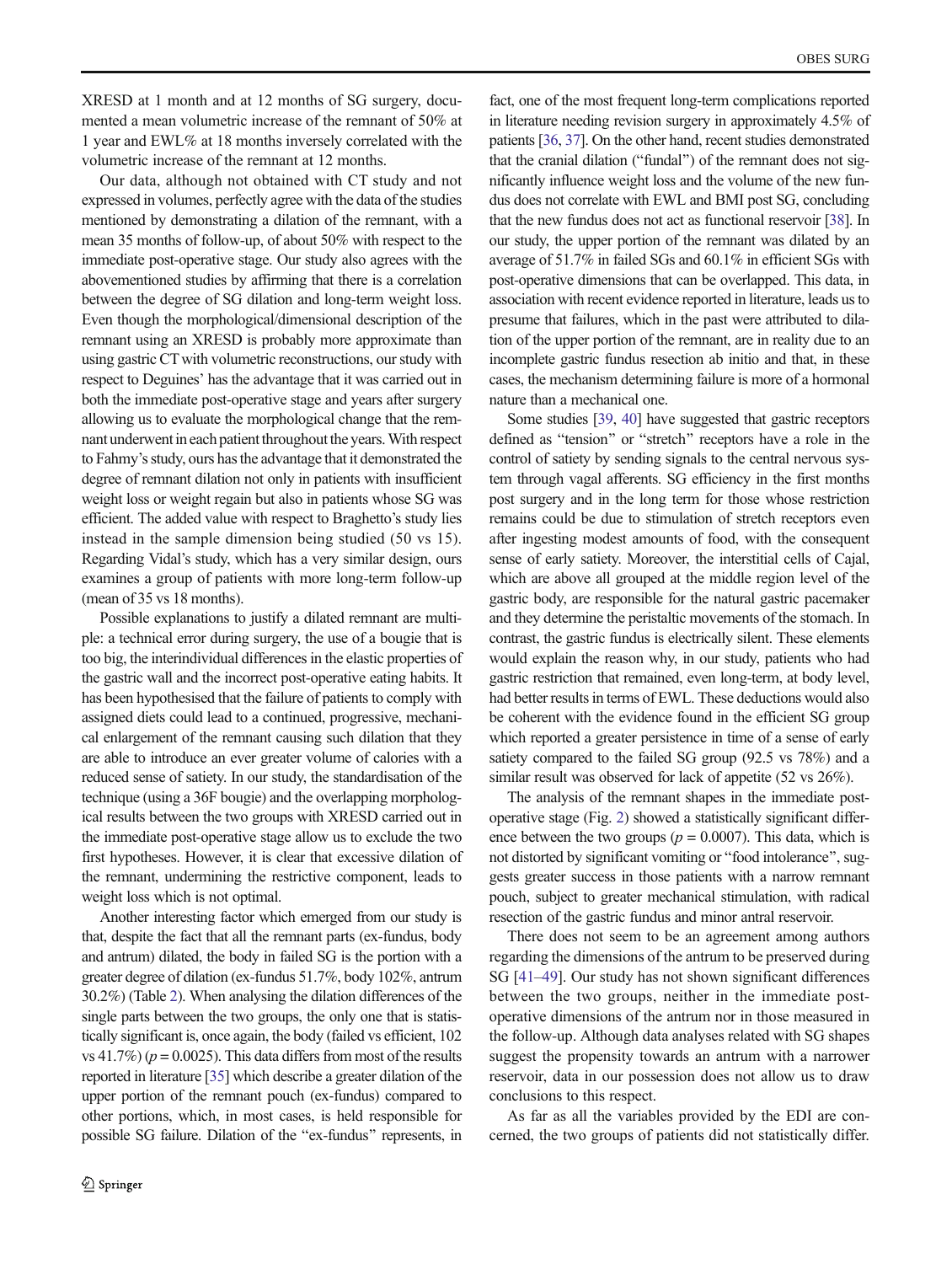XRESD at 1 month and at 12 months of SG surgery, documented a mean volumetric increase of the remnant of 50% at 1 year and EWL% at 18 months inversely correlated with the volumetric increase of the remnant at 12 months.

Our data, although not obtained with CT study and not expressed in volumes, perfectly agree with the data of the studies mentioned by demonstrating a dilation of the remnant, with a mean 35 months of follow-up, of about 50% with respect to the immediate post-operative stage. Our study also agrees with the abovementioned studies by affirming that there is a correlation between the degree of SG dilation and long-term weight loss. Even though the morphological/dimensional description of the remnant using an XRESD is probably more approximate than using gastric CT with volumetric reconstructions, our study with respect to Deguines' has the advantage that it was carried out in both the immediate post-operative stage and years after surgery allowing us to evaluate the morphological change that the remnant underwent in each patient throughout the years. With respect to Fahmy's study, ours has the advantage that it demonstrated the degree of remnant dilation not only in patients with insufficient weight loss or weight regain but also in patients whose SG was efficient. The added value with respect to Braghetto's study lies instead in the sample dimension being studied (50 vs 15). Regarding Vidal's study, which has a very similar design, ours examines a group of patients with more long-term follow-up (mean of 35 vs 18 months).

Possible explanations to justify a dilated remnant are multiple: a technical error during surgery, the use of a bougie that is too big, the interindividual differences in the elastic properties of the gastric wall and the incorrect post-operative eating habits. It has been hypothesised that the failure of patients to comply with assigned diets could lead to a continued, progressive, mechanical enlargement of the remnant causing such dilation that they are able to introduce an ever greater volume of calories with a reduced sense of satiety. In our study, the standardisation of the technique (using a 36F bougie) and the overlapping morphological results between the two groups with XRESD carried out in the immediate post-operative stage allow us to exclude the two first hypotheses. However, it is clear that excessive dilation of the remnant, undermining the restrictive component, leads to weight loss which is not optimal.

Another interesting factor which emerged from our study is that, despite the fact that all the remnant parts (ex-fundus, body and antrum) dilated, the body in failed SG is the portion with a greater degree of dilation (ex-fundus 51.7%, body 102%, antrum 30.2%) (Table 2). When analysing the dilation differences of the single parts between the two groups, the only one that is statistically significant is, once again, the body (failed vs efficient, 102 vs 41.7%) ($p = 0.0025$). This data differs from most of the results reported in literature [35] which describe a greater dilation of the upper portion of the remnant pouch (ex-fundus) compared to other portions, which, in most cases, is held responsible for possible SG failure. Dilation of the "ex-fundus" represents, in fact, one of the most frequent long-term complications reported in literature needing revision surgery in approximately 4.5% of patients [36, 37]. On the other hand, recent studies demonstrated that the cranial dilation ("fundal") of the remnant does not significantly influence weight loss and the volume of the new fundus does not correlate with EWL and BMI post SG, concluding that the new fundus does not act as functional reservoir [38]. In our study, the upper portion of the remnant was dilated by an average of 51.7% in failed SGs and 60.1% in efficient SGs with post-operative dimensions that can be overlapped. This data, in association with recent evidence reported in literature, leads us to presume that failures, which in the past were attributed to dilation of the upper portion of the remnant, are in reality due to an incomplete gastric fundus resection ab initio and that, in these cases, the mechanism determining failure is more of a hormonal nature than a mechanical one.

Some studies [39, 40] have suggested that gastric receptors defined as "tension" or "stretch" receptors have a role in the control of satiety by sending signals to the central nervous system through vagal afferents. SG efficiency in the first months post surgery and in the long term for those whose restriction remains could be due to stimulation of stretch receptors even after ingesting modest amounts of food, with the consequent sense of early satiety. Moreover, the interstitial cells of Cajal, which are above all grouped at the middle region level of the gastric body, are responsible for the natural gastric pacemaker and they determine the peristaltic movements of the stomach. In contrast, the gastric fundus is electrically silent. These elements would explain the reason why, in our study, patients who had gastric restriction that remained, even long-term, at body level, had better results in terms of EWL. These deductions would also be coherent with the evidence found in the efficient SG group which reported a greater persistence in time of a sense of early satiety compared to the failed SG group (92.5 vs 78%) and a similar result was observed for lack of appetite (52 vs 26%).

The analysis of the remnant shapes in the immediate post-operative stage (Fig. 2) showed a statistically significant difference between the two groups ($p = 0.0007$). This data, which is not distorted by significant vomiting or "food intolerance", suggests greater success in those patients with a narrow remnant pouch, subject to greater mechanical stimulation, with radical resection of the gastric fundus and minor antral reservoir.

There does not seem to be an agreement among authors regarding the dimensions of the antrum to be preserved during SG [41–49]. Our study has not shown significant differences between the two groups, neither in the immediate post-operative dimensions of the antrum nor in those measured in the follow-up. Although data analyses related with SG shapes suggest the propensity towards an antrum with a narrower reservoir, data in our possession does not allow us to draw conclusions to this respect.

As far as all the variables provided by the EDI are concerned, the two groups of patients did not statistically differ.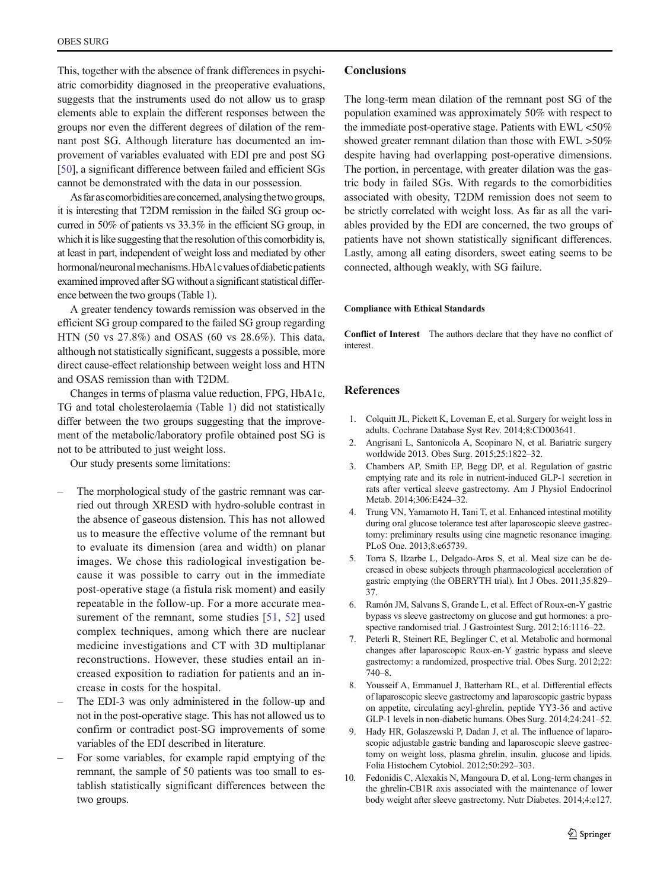This, together with the absence of frank differences in psychiatric comorbidity diagnosed in the preoperative evaluations, suggests that the instruments used do not allow us to grasp elements able to explain the different responses between the groups nor even the different degrees of dilation of the remnant post SG. Although literature has documented an improvement of variables evaluated with EDI pre and post SG [50], a significant difference between failed and efficient SGs cannot be demonstrated with the data in our possession.

As far as comorbidities are concerned, analysing the two groups, it is interesting that T2DM remission in the failed SG group occurred in 50% of patients vs 33.3% in the efficient SG group, in which it is like suggesting that the resolution of this comorbidity is, at least in part, independent of weight loss and mediated by other hormonal/neuronal mechanisms. HbA1c values of diabetic patients examined improved after SG without a significant statistical difference between the two groups (Table 1).

A greater tendency towards remission was observed in the efficient SG group compared to the failed SG group regarding HTN (50 vs 27.8%) and OSAS (60 vs 28.6%). This data, although not statistically significant, suggests a possible, more direct cause-effect relationship between weight loss and HTN and OSAS remission than with T2DM.

Changes in terms of plasma value reduction, FPG, HbA1c, TG and total cholesterolaemia (Table 1) did not statistically differ between the two groups suggesting that the improvement of the metabolic/laboratory profile obtained post SG is not to be attributed to just weight loss.

Our study presents some limitations:

- The morphological study of the gastric remnant was carried out through XRESD with hydro-soluble contrast in the absence of gaseous distension. This has not allowed us to measure the effective volume of the remnant but to evaluate its dimension (area and width) on planar images. We chose this radiological investigation because it was possible to carry out in the immediate post-operative stage (a fistula risk moment) and easily repeatable in the follow-up. For a more accurate measurement of the remnant, some studies [51, 52] used complex techniques, among which there are nuclear medicine investigations and CT with 3D multiplanar reconstructions. However, these studies entail an increased exposition to radiation for patients and an increase in costs for the hospital.
- The EDI-3 was only administered in the follow-up and not in the post-operative stage. This has not allowed us to confirm or contradict post-SG improvements of some variables of the EDI described in literature.
- For some variables, for example rapid emptying of the remnant, the sample of 50 patients was too small to establish statistically significant differences between the two groups.

## Conclusions

The long-term mean dilation of the remnant post SG of the population examined was approximately 50% with respect to the immediate post-operative stage. Patients with EWL <50% showed greater remnant dilation than those with EWL >50% despite having had overlapping post-operative dimensions. The portion, in percentage, with greater dilation was the gastric body in failed SGs. With regards to the comorbidities associated with obesity, T2DM remission does not seem to be strictly correlated with weight loss. As far as all the variables provided by the EDI are concerned, the two groups of patients have not shown statistically significant differences. Lastly, among all eating disorders, sweet eating seems to be connected, although weakly, with SG failure.

**Compliance with Ethical Standards**

**Conflict of Interest** The authors declare that they have no conflict of interest.

## References

1. Colquitt JL, Pickett K, Loveman E, et al. Surgery for weight loss in adults. Cochrane Database Syst Rev. 2014;8:CD003641.
2. Angrisani L, Santonicola A, Scopinaro N, et al. Bariatric surgery worldwide 2013. Obes Surg. 2015;25:1822–32.
3. Chambers AP, Smith EP, Begg DP, et al. Regulation of gastric emptying rate and its role in nutrient-induced GLP-1 secretion in rats after vertical sleeve gastrectomy. Am J Physiol Endocrinol Metab. 2014;306:E424–32.
4. Trung VN, Yamamoto H, Tani T, et al. Enhanced intestinal motility during oral glucose tolerance test after laparoscopic sleeve gastrectomy: preliminary results using cine magnetic resonance imaging. PLoS One. 2013;8:e65739.
5. Torra S, Ilzarbe L, Delgado-Aros S, et al. Meal size can be decreased in obese subjects through pharmacological acceleration of gastric emptying (the OBERYTH trial). Int J Obes. 2011;35:829–37.
6. Ramón JM, Salvans S, Grande L, et al. Effect of Roux-en-Y gastric bypass vs sleeve gastrectomy on glucose and gut hormones: a prospective randomised trial. J Gastrointest Surg. 2012;16:1116–22.
7. Peterli R, Steinert RE, Beglinger C, et al. Metabolic and hormonal changes after laparoscopic Roux-en-Y gastric bypass and sleeve gastrectomy: a randomized, prospective trial. Obes Surg. 2012;22:740–8.
8. Yousseif A, Emmanuel J, Batterham RL, et al. Differential effects of laparoscopic sleeve gastrectomy and laparoscopic gastric bypass on appetite, circulating acyl-ghrelin, peptide YY3-36 and active GLP-1 levels in non-diabetic humans. Obes Surg. 2014;24:241–52.
9. Hady HR, Golaszewski P, Dadan J, et al. The influence of laparoscopic adjustable gastric banding and laparoscopic sleeve gastrectomy on weight loss, plasma ghrelin, insulin, glucose and lipids. Folia Histochem Cytobiol. 2012;50:292–303.
10. Fedonidis C, Alexakis N, Mangoura D, et al. Long-term changes in the ghrelin-CB1R axis associated with the maintenance of lower body weight after sleeve gastrectomy. Nutr Diabetes. 2014;4:e127.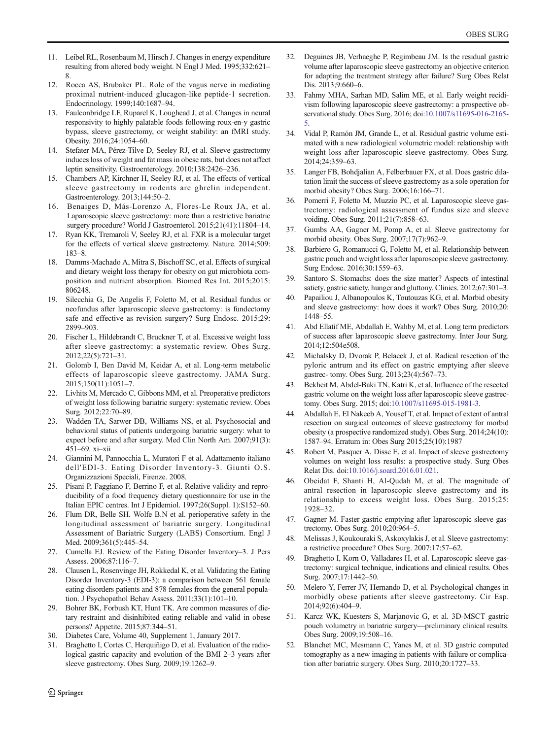11. Leibel RL, Rosenbaum M, Hirsch J. Changes in energy expenditure resulting from altered body weight. N Engl J Med. 1995;332:621–8.
12. Rocca AS, Brubaker PL. Role of the vagus nerve in mediating proximal nutrient-induced glucagon-like peptide-1 secretion. Endocrinology. 1999;140:1687–94.
13. Faulconbridge LF, Ruparel K, Loughead J, et al. Changes in neural responsivity to highly palatable foods following roux-en-y gastric bypass, sleeve gastrectomy, or weight stability: an fMRI study. Obesity. 2016;24:1054–60.
14. Stefater MA, Pérez-Tilve D, Seeley RJ, et al. Sleeve gastrectomy induces loss of weight and fat mass in obese rats, but does not affect leptin sensitivity. Gastroenterology. 2010;138:2426–236.
15. Chambers AP, Kirchner H, Seeley RJ, et al. The effects of vertical sleeve gastrectomy in rodents are ghrelin independent. Gastroenterology. 2013;144:50–2.
16. Benaiges D, Más-Lorenzo A, Flores-Le Roux JA, et al. Laparoscopic sleeve gastrectomy: more than a restrictive bariatric surgery procedure? World J Gastroenterol. 2015;21(41):11804–14.
17. Ryan KK, Tremaroli V, Seeley RJ, et al. FXR is a molecular target for the effects of vertical sleeve gastrectomy. Nature. 2014;509: 183–8.
18. Damms-Machado A, Mitra S, Bischoff SC, et al. Effects of surgical and dietary weight loss therapy for obesity on gut microbiota composition and nutrient absorption. Biomed Res Int. 2015;2015: 806248.
19. Silecchia G, De Angelis F, Foletto M, et al. Residual fundus or neofundus after laparoscopic sleeve gastrectomy: is fundectomy safe and effective as revision surgery? Surg Endosc. 2015;29: 2899–903.
20. Fischer L, Hildebrandt C, Bruckner T, et al. Excessive weight loss after sleeve gastrectomy: a systematic review. Obes Surg. 2012;22(5):721–31.
21. Golomb I, Ben David M, Keidar A, et al. Long-term metabolic effects of laparoscopic sleeve gastrectomy. JAMA Surg. 2015;150(11):1051–7.
22. Livhits M, Mercado C, Gibbons MM, et al. Preoperative predictors of weight loss following bariatric surgery: systematic review. Obes Surg. 2012;22:70–89.
23. Wadden TA, Sarwer DB, Williams NS, et al. Psychosocial and behavioral status of patients undergoing bariatric surgery: what to expect before and after surgery. Med Clin North Am. 2007;91(3): 451–69. xi–xii
24. Giannini M, Pannocchia L, Muratori F et al. Adattamento italiano dell'EDI-3. Eating Disorder Inventory-3. Giunti O.S. Organizzazioni Speciali, Firenze. 2008.
25. Pisani P, Faggiano F, Berrino F, et al. Relative validity and reproducibility of a food frequency dietary questionnaire for use in the Italian EPIC centres. Int J Epidemiol. 1997;26(Suppl. 1):S152–60.
26. Flum DR, Belle SH. Wolfe B.N et al. perioperative safety in the longitudinal assessment of bariatric surgery. Longitudinal Assessment of Bariatric Surgery (LABS) Consortium. Engl J Med. 2009;361(5):445–54.
27. Cumella EJ. Review of the Eating Disorder Inventory–3. J Pers Assess. 2006;87:116–7.
28. Clausen L, Rosenvinge JH, Rokkedal K, et al. Validating the Eating Disorder Inventory-3 (EDI-3): a comparison between 561 female eating disorders patients and 878 females from the general population. J Psychopathol Behav Assess. 2011;33(1):101–10.
29. Bohrer BK, Forbush KT, Hunt TK. Are common measures of dietary restraint and disinhibited eating reliable and valid in obese persons? Appetite. 2015;87:344–51.
30. Diabetes Care, Volume 40, Supplement 1, January 2017.
31. Braghetto I, Cortes C, Herquiñigo D, et al. Evaluation of the radiological gastric capacity and evolution of the BMI 2–3 years after sleeve gastrectomy. Obes Surg. 2009;19:1262–9.
32. Deguines JB, Verhaeghe P, Regimbeau JM. Is the residual gastric volume after laparoscopic sleeve gastrectomy an objective criterion for adapting the treatment strategy after failure? Surg Obes Relat Dis. 2013;9:660–6.
33. Fahmy MHA, Sarhan MD, Salim ME, et al. Early weight recidivism following laparoscopic sleeve gastrectomy: a prospective observational study. Obes Surg. 2016; doi:10.1007/s11695-016-2165-5.
34. Vidal P, Ramón JM, Grande L, et al. Residual gastric volume estimated with a new radiological volumetric model: relationship with weight loss after laparoscopic sleeve gastrectomy. Obes Surg. 2014;24:359–63.
35. Langer FB, Bohdjalian A, Felberbauer FX, et al. Does gastric dilatation limit the success of sleeve gastrectomy as a sole operation for morbid obesity? Obes Surg. 2006;16:166–71.
36. Pomerri F, Foletto M, Muzzio PC, et al. Laparoscopic sleeve gastrectomy: radiological assessment of fundus size and sleeve voiding. Obes Surg. 2011;21(7):858–63.
37. Gumbs AA, Gagner M, Pomp A, et al. Sleeve gastrectomy for morbid obesity. Obes Surg. 2007;17(7):962–9.
38. Barbiero G, Romanucci G, Foletto M, et al. Relationship between gastric pouch and weight loss after laparoscopic sleeve gastrectomy. Surg Endosc. 2016;30:1559–63.
39. Santoro S. Stomachs: does the size matter? Aspects of intestinal satiety, gastric satiety, hunger and gluttony. Clinics. 2012;67:301–3.
40. Papailiou J, Albanopoulos K, Toutouzas KG, et al. Morbid obesity and sleeve gastrectomy: how does it work? Obes Surg. 2010;20: 1448–55.
41. Abd Ellatif ME, Abdallah E, Wahby M, et al. Long term predictors of success after laparoscopic sleeve gastrectomy. Inter Jour Surg. 2014;12:504e508.
42. Michalsky D, Dvorak P, Belacek J, et al. Radical resection of the pyloric antrum and its effect on gastric emptying after sleeve gastrec- tomy. Obes Surg. 2013;23(4):567–73.
43. Bekheit M, Abdel-Baki TN, Katri K, et al. Influence of the resected gastric volume on the weight loss after laparoscopic sleeve gastrectomy. Obes Surg. 2015; doi:10.1007/s11695-015-1981-3.
44. Abdallah E, El Nakeeb A, Yousef T, et al. Impact of extent of antral resection on surgical outcomes of sleeve gastrectomy for morbid obesity (a prospective randomized study). Obes Surg. 2014;24(10): 1587–94. Erratum in: Obes Surg 2015;25(10):1987
45. Robert M, Pasquer A, Disse E, et al. Impact of sleeve gastrectomy volumes on weight loss results: a prospective study. Surg Obes Relat Dis. doi:10.1016/j.soard.2016.01.021.
46. Obeidat F, Shanti H, Al-Qudah M, et al. The magnitude of antral resection in laparoscopic sleeve gastrectomy and its relationship to excess weight loss. Obes Surg. 2015;25: 1928–32.
47. Gagner M. Faster gastric emptying after laparoscopic sleeve gastrectomy. Obes Surg. 2010;20:964–5.
48. Melissas J, Koukouraki S, Askoxylakis J, et al. Sleeve gastrectomy: a restrictive procedure? Obes Surg. 2007;17:57–62.
49. Braghetto I, Korn O, Valladares H, et al. Laparoscopic sleeve gastrectomy: surgical technique, indications and clinical results. Obes Surg. 2007;17:1442–50.
50. Melero Y, Ferrer JV, Hernando D, et al. Psychological changes in morbidly obese patients after sleeve gastrectomy. Cir Esp. 2014;92(6):404–9.
51. Karcz WK, Kuesters S, Marjanovic G, et al. 3D-MSCT gastric pouch volumetry in bariatric surgery—preliminary clinical results. Obes Surg. 2009;19:508–16.
52. Blanchet MC, Mesmann C, Yanes M, et al. 3D gastric computed tomography as a new imaging in patients with failure or complication after bariatric surgery. Obes Surg. 2010;20:1727–33.